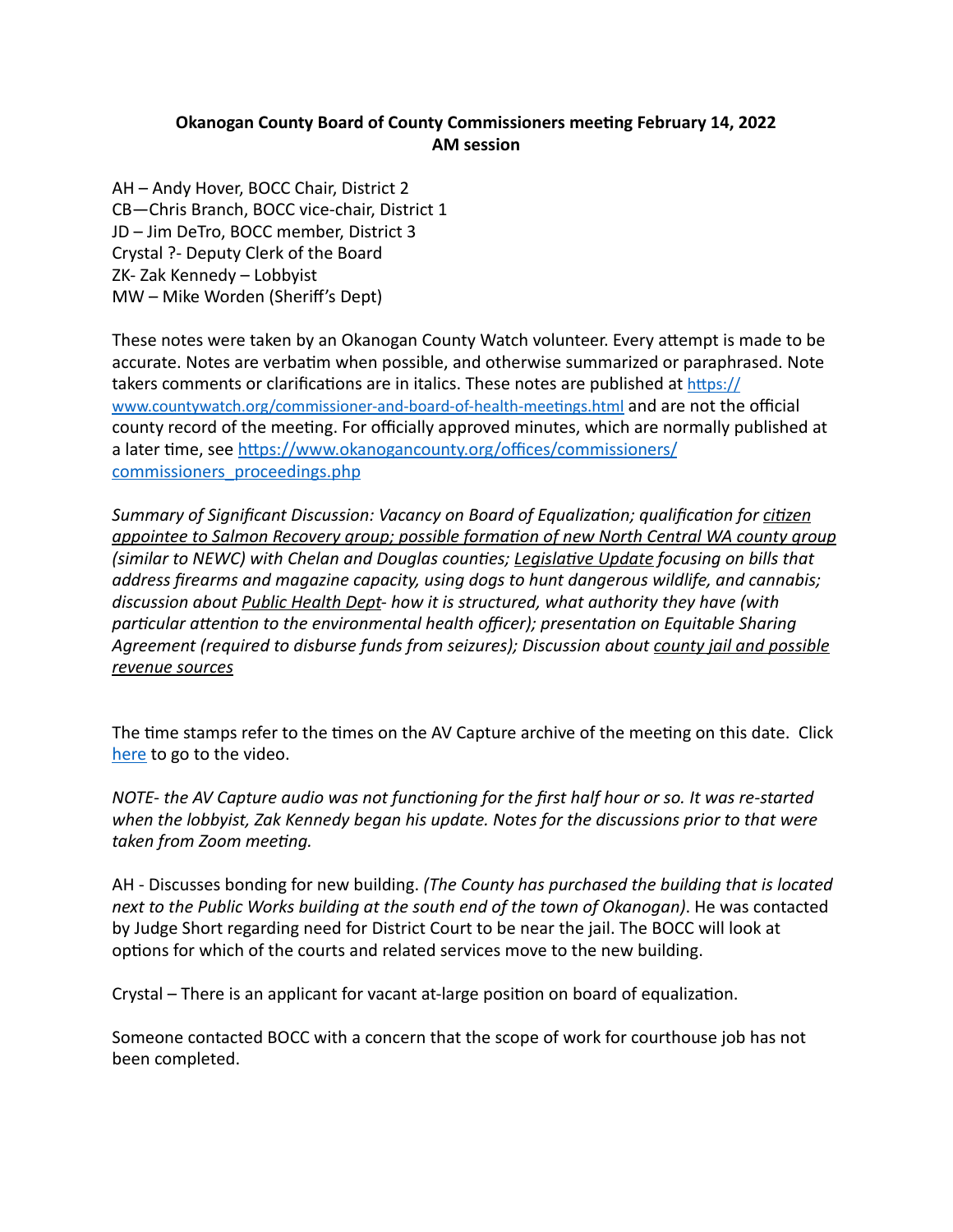**Okanogan County Board of County Commissioners meeting February 14, 2022**
**AM session**

AH – Andy Hover, BOCC Chair, District 2
CB—Chris Branch, BOCC vice-chair, District 1
JD – Jim DeTro, BOCC member, District 3
Crystal ?- Deputy Clerk of the Board
ZK- Zak Kennedy – Lobbyist
MW – Mike Worden (Sheriff's Dept)

These notes were taken by an Okanogan County Watch volunteer. Every attempt is made to be accurate. Notes are verbatim when possible, and otherwise summarized or paraphrased. Note takers comments or clarifications are in italics. These notes are published at [https://www.countywatch.org/commissioner-and-board-of-health-meetings.html](https://www.countywatch.org/commissioner-and-board-of-health-meetings.html) and are not the official county record of the meeting. For officially approved minutes, which are normally published at a later time, see [https://www.okanogancounty.org/offices/commissioners/commissioners_proceedings.php](https://www.okanogancounty.org/offices/commissioners/commissioners_proceedings.php)

*Summary of Significant Discussion: Vacancy on Board of Equalization; qualification for <u>citizen appointee to Salmon Recovery group; possible formation of new North Central WA county group</u> (similar to NEWC) with Chelan and Douglas counties; <u>Legislative Update</u> focusing on bills that address firearms and magazine capacity, using dogs to hunt dangerous wildlife, and cannabis; discussion about <u>Public Health Dept</u>- how it is structured, what authority they have (with particular attention to the environmental health officer); presentation on Equitable Sharing Agreement (required to disburse funds from seizures); Discussion about <u>county jail and possible revenue sources</u>*

The time stamps refer to the times on the AV Capture archive of the meeting on this date. Click <u>here</u> to go to the video.

*NOTE- the AV Capture audio was not functioning for the first half hour or so. It was re-started when the lobbyist, Zak Kennedy began his update. Notes for the discussions prior to that were taken from Zoom meeting.*

AH - Discusses bonding for new building. *(The County has purchased the building that is located next to the Public Works building at the south end of the town of Okanogan)*. He was contacted by Judge Short regarding need for District Court to be near the jail. The BOCC will look at options for which of the courts and related services move to the new building.

Crystal – There is an applicant for vacant at-large position on board of equalization.

Someone contacted BOCC with a concern that the scope of work for courthouse job has not been completed.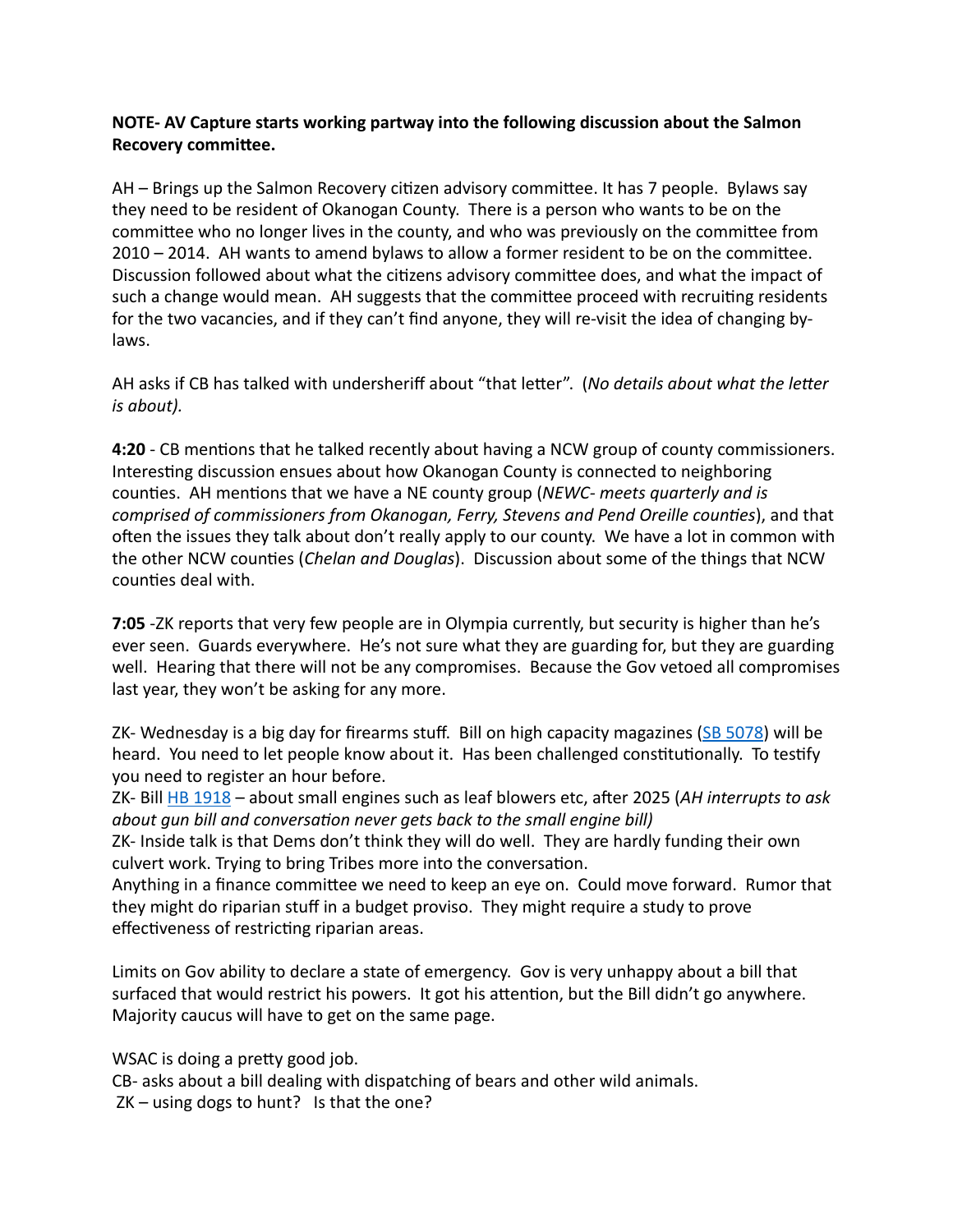**NOTE- AV Capture starts working partway into the following discussion about the Salmon Recovery committee.**

AH – Brings up the Salmon Recovery citizen advisory committee. It has 7 people. Bylaws say they need to be resident of Okanogan County. There is a person who wants to be on the committee who no longer lives in the county, and who was previously on the committee from 2010 – 2014. AH wants to amend bylaws to allow a former resident to be on the committee. Discussion followed about what the citizens advisory committee does, and what the impact of such a change would mean. AH suggests that the committee proceed with recruiting residents for the two vacancies, and if they can't find anyone, they will re-visit the idea of changing by-laws.

AH asks if CB has talked with undersheriff about "that letter". (*No details about what the letter is about).*

**4:20** - CB mentions that he talked recently about having a NCW group of county commissioners. Interesting discussion ensues about how Okanogan County is connected to neighboring counties. AH mentions that we have a NE county group (*NEWC- meets quarterly and is comprised of commissioners from Okanogan, Ferry, Stevens and Pend Oreille counties*), and that often the issues they talk about don't really apply to our county. We have a lot in common with the other NCW counties (*Chelan and Douglas*). Discussion about some of the things that NCW counties deal with.

**7:05** -ZK reports that very few people are in Olympia currently, but security is higher than he's ever seen. Guards everywhere. He's not sure what they are guarding for, but they are guarding well. Hearing that there will not be any compromises. Because the Gov vetoed all compromises last year, they won't be asking for any more.

ZK- Wednesday is a big day for firearms stuff. Bill on high capacity magazines (SB 5078) will be heard. You need to let people know about it. Has been challenged constitutionally. To testify you need to register an hour before.
ZK- Bill HB 1918 – about small engines such as leaf blowers etc, after 2025 (*AH interrupts to ask about gun bill and conversation never gets back to the small engine bill)*
ZK- Inside talk is that Dems don't think they will do well. They are hardly funding their own culvert work. Trying to bring Tribes more into the conversation.
Anything in a finance committee we need to keep an eye on. Could move forward. Rumor that they might do riparian stuff in a budget proviso. They might require a study to prove effectiveness of restricting riparian areas.

Limits on Gov ability to declare a state of emergency. Gov is very unhappy about a bill that surfaced that would restrict his powers. It got his attention, but the Bill didn't go anywhere. Majority caucus will have to get on the same page.

WSAC is doing a pretty good job.
CB- asks about a bill dealing with dispatching of bears and other wild animals.
ZK – using dogs to hunt? Is that the one?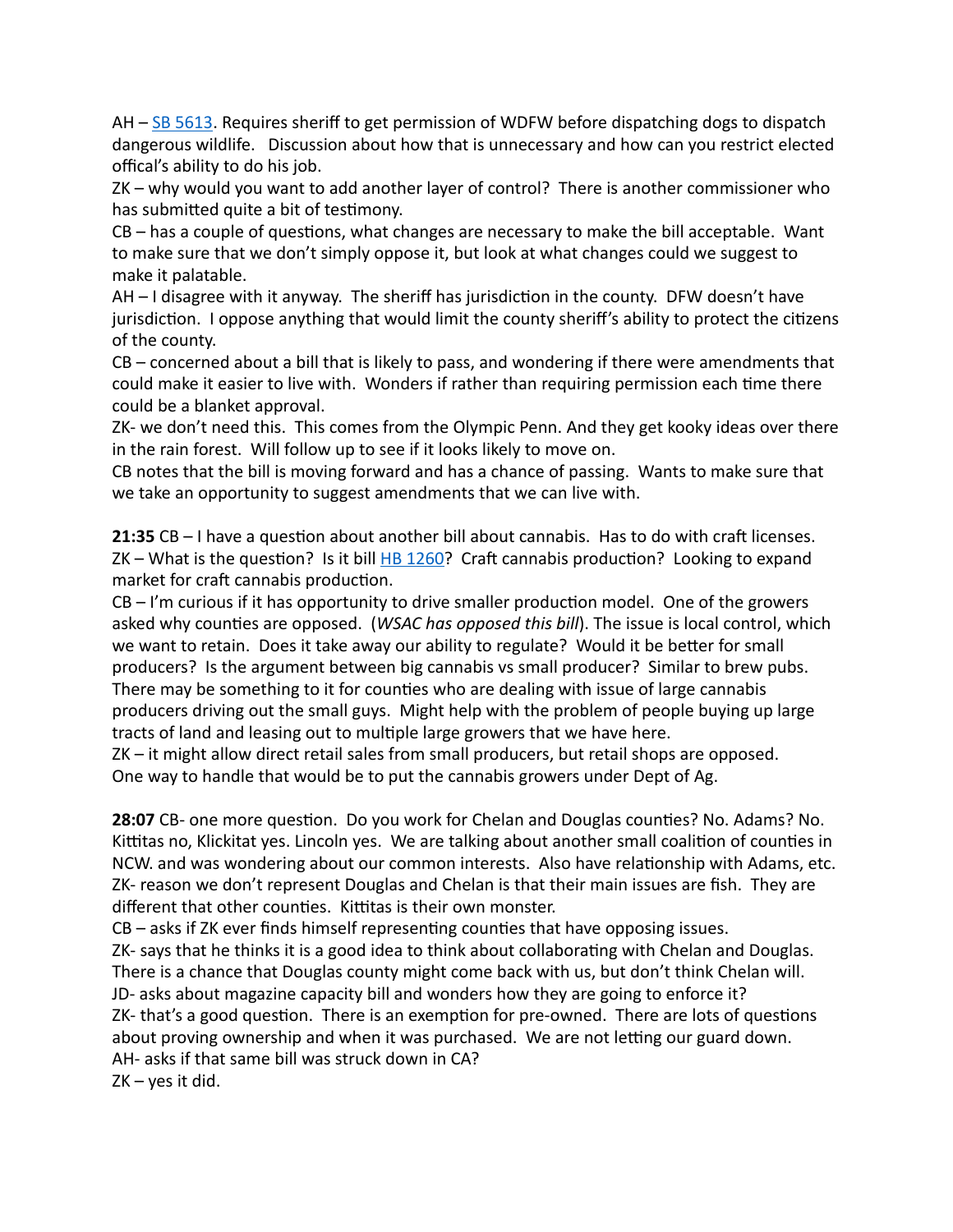AH – [SB 5613](). Requires sheriff to get permission of WDFW before dispatching dogs to dispatch dangerous wildlife. Discussion about how that is unnecessary and how can you restrict elected offical's ability to do his job.
ZK – why would you want to add another layer of control? There is another commissioner who has submitted quite a bit of testimony.
CB – has a couple of questions, what changes are necessary to make the bill acceptable. Want to make sure that we don't simply oppose it, but look at what changes could we suggest to make it palatable.
AH – I disagree with it anyway. The sheriff has jurisdiction in the county. DFW doesn't have jurisdiction. I oppose anything that would limit the county sheriff's ability to protect the citizens of the county.
CB – concerned about a bill that is likely to pass, and wondering if there were amendments that could make it easier to live with. Wonders if rather than requiring permission each time there could be a blanket approval.
ZK- we don't need this. This comes from the Olympic Penn. And they get kooky ideas over there in the rain forest. Will follow up to see if it looks likely to move on.
CB notes that the bill is moving forward and has a chance of passing. Wants to make sure that we take an opportunity to suggest amendments that we can live with.

**21:35** CB – I have a question about another bill about cannabis. Has to do with craft licenses.
ZK – What is the question? Is it bill [HB 1260]()? Craft cannabis production? Looking to expand market for craft cannabis production.
CB – I'm curious if it has opportunity to drive smaller production model. One of the growers asked why counties are opposed. (*WSAC has opposed this bill*). The issue is local control, which we want to retain. Does it take away our ability to regulate? Would it be better for small producers? Is the argument between big cannabis vs small producer? Similar to brew pubs. There may be something to it for counties who are dealing with issue of large cannabis producers driving out the small guys. Might help with the problem of people buying up large tracts of land and leasing out to multiple large growers that we have here.
ZK – it might allow direct retail sales from small producers, but retail shops are opposed. One way to handle that would be to put the cannabis growers under Dept of Ag.

**28:07** CB- one more question. Do you work for Chelan and Douglas counties? No. Adams? No. Kittitas no, Klickitat yes. Lincoln yes. We are talking about another small coalition of counties in NCW. and was wondering about our common interests. Also have relationship with Adams, etc.
ZK- reason we don't represent Douglas and Chelan is that their main issues are fish. They are different that other counties. Kittitas is their own monster.
CB – asks if ZK ever finds himself representing counties that have opposing issues.
ZK- says that he thinks it is a good idea to think about collaborating with Chelan and Douglas. There is a chance that Douglas county might come back with us, but don't think Chelan will.
JD- asks about magazine capacity bill and wonders how they are going to enforce it?
ZK- that's a good question. There is an exemption for pre-owned. There are lots of questions about proving ownership and when it was purchased. We are not letting our guard down.
AH- asks if that same bill was struck down in CA?
ZK – yes it did.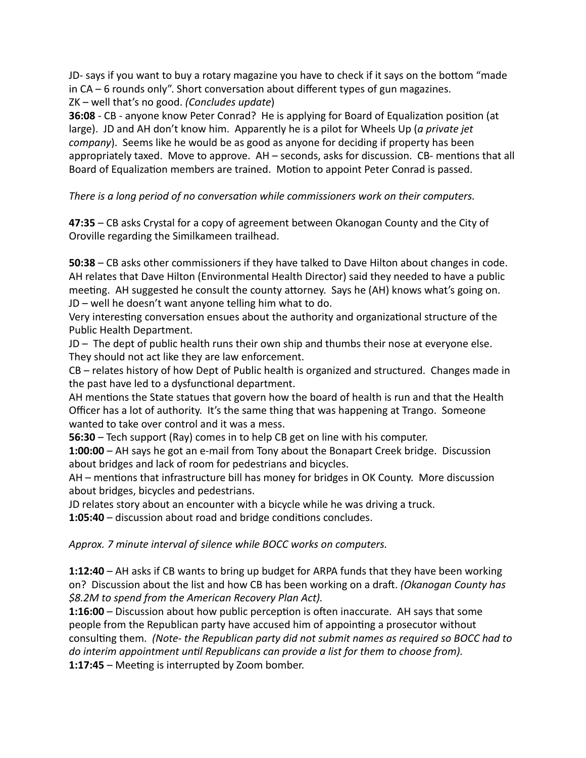JD- says if you want to buy a rotary magazine you have to check if it says on the bottom "made in CA – 6 rounds only". Short conversation about different types of gun magazines.
ZK – well that's no good. *(Concludes update)*
**36:08** - CB - anyone know Peter Conrad? He is applying for Board of Equalization position (at large). JD and AH don't know him. Apparently he is a pilot for Wheels Up (*a private jet company*). Seems like he would be as good as anyone for deciding if property has been appropriately taxed. Move to approve. AH – seconds, asks for discussion. CB- mentions that all Board of Equalization members are trained. Motion to appoint Peter Conrad is passed.

*There is a long period of no conversation while commissioners work on their computers.*

**47:35** – CB asks Crystal for a copy of agreement between Okanogan County and the City of Oroville regarding the Similkameen trailhead.

**50:38** – CB asks other commissioners if they have talked to Dave Hilton about changes in code. AH relates that Dave Hilton (Environmental Health Director) said they needed to have a public meeting. AH suggested he consult the county attorney. Says he (AH) knows what's going on.
JD – well he doesn't want anyone telling him what to do.
Very interesting conversation ensues about the authority and organizational structure of the Public Health Department.
JD – The dept of public health runs their own ship and thumbs their nose at everyone else. They should not act like they are law enforcement.
CB – relates history of how Dept of Public health is organized and structured. Changes made in the past have led to a dysfunctional department.
AH mentions the State statues that govern how the board of health is run and that the Health Officer has a lot of authority. It's the same thing that was happening at Trango. Someone wanted to take over control and it was a mess.
**56:30** – Tech support (Ray) comes in to help CB get on line with his computer.
**1:00:00** – AH says he got an e-mail from Tony about the Bonapart Creek bridge. Discussion about bridges and lack of room for pedestrians and bicycles.
AH – mentions that infrastructure bill has money for bridges in OK County. More discussion about bridges, bicycles and pedestrians.
JD relates story about an encounter with a bicycle while he was driving a truck.
**1:05:40** – discussion about road and bridge conditions concludes.

*Approx. 7 minute interval of silence while BOCC works on computers.*

**1:12:40** – AH asks if CB wants to bring up budget for ARPA funds that they have been working on? Discussion about the list and how CB has been working on a draft. *(Okanogan County has $8.2M to spend from the American Recovery Plan Act).*
**1:16:00** – Discussion about how public perception is often inaccurate. AH says that some people from the Republican party have accused him of appointing a prosecutor without consulting them. *(Note- the Republican party did not submit names as required so BOCC had to do interim appointment until Republicans can provide a list for them to choose from).*
**1:17:45** – Meeting is interrupted by Zoom bomber.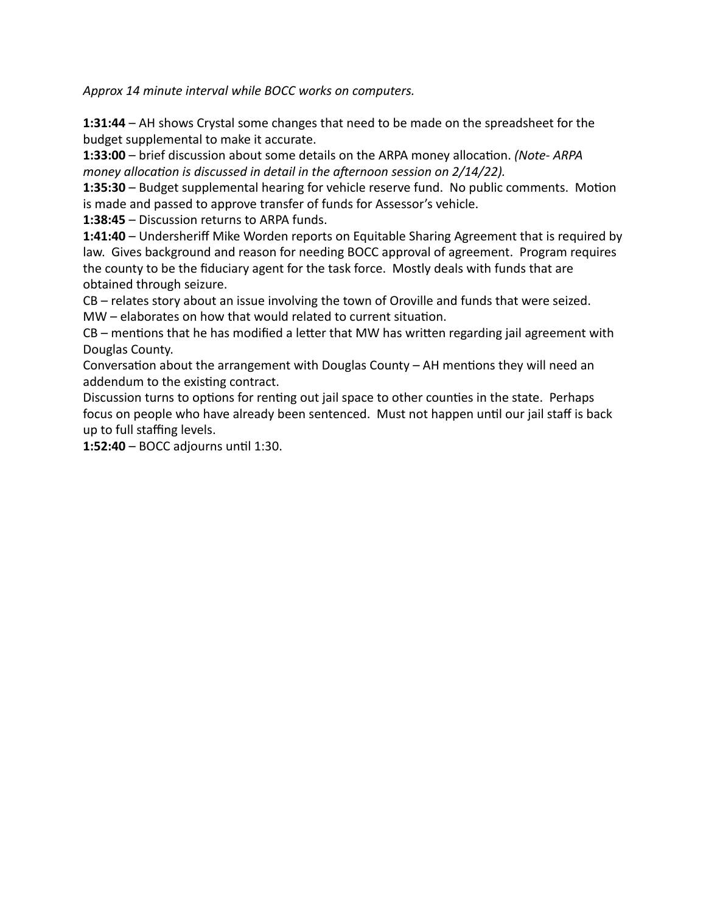*Approx 14 minute interval while BOCC works on computers.*

**1:31:44** – AH shows Crystal some changes that need to be made on the spreadsheet for the budget supplemental to make it accurate.

**1:33:00** – brief discussion about some details on the ARPA money allocation. *(Note- ARPA money allocation is discussed in detail in the afternoon session on 2/14/22).*

**1:35:30** – Budget supplemental hearing for vehicle reserve fund. No public comments. Motion is made and passed to approve transfer of funds for Assessor's vehicle.

**1:38:45** – Discussion returns to ARPA funds.

**1:41:40** – Undersheriff Mike Worden reports on Equitable Sharing Agreement that is required by law. Gives background and reason for needing BOCC approval of agreement. Program requires the county to be the fiduciary agent for the task force. Mostly deals with funds that are obtained through seizure.

CB – relates story about an issue involving the town of Oroville and funds that were seized.

MW – elaborates on how that would related to current situation.

CB – mentions that he has modified a letter that MW has written regarding jail agreement with Douglas County.

Conversation about the arrangement with Douglas County – AH mentions they will need an addendum to the existing contract.

Discussion turns to options for renting out jail space to other counties in the state. Perhaps focus on people who have already been sentenced. Must not happen until our jail staff is back up to full staffing levels.

**1:52:40** – BOCC adjourns until 1:30.